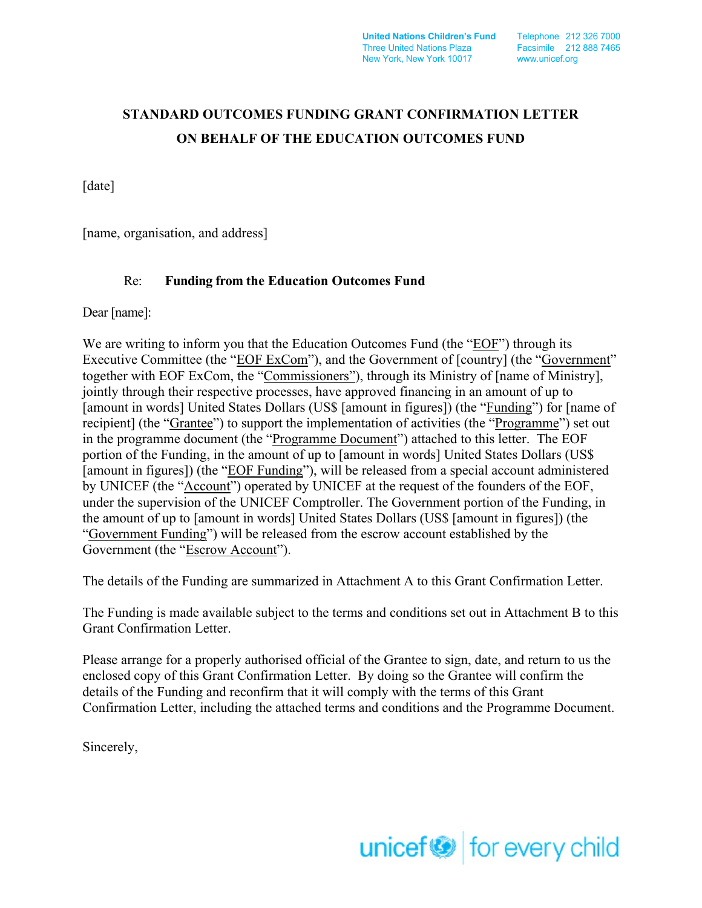United Nations Children's Fund
Three United Nations Plaza
New York, New York 10017

Telephone 212 326 7000
Facsimile 212 888 7465
www.unicef.org

# STANDARD OUTCOMES FUNDING GRANT CONFIRMATION LETTER ON BEHALF OF THE EDUCATION OUTCOMES FUND

[date]

[name, organisation, and address]

Re: **Funding from the Education Outcomes Fund**

Dear [name]:

We are writing to inform you that the Education Outcomes Fund (the "EOF") through its Executive Committee (the "EOF ExCom"), and the Government of [country] (the "Government" together with EOF ExCom, the "Commissioners"), through its Ministry of [name of Ministry], jointly through their respective processes, have approved financing in an amount of up to [amount in words] United States Dollars (US$ [amount in figures]) (the "Funding") for [name of recipient] (the "Grantee") to support the implementation of activities (the "Programme") set out in the programme document (the "Programme Document") attached to this letter. The EOF portion of the Funding, in the amount of up to [amount in words] United States Dollars (US$ [amount in figures]) (the "EOF Funding"), will be released from a special account administered by UNICEF (the "Account") operated by UNICEF at the request of the founders of the EOF, under the supervision of the UNICEF Comptroller. The Government portion of the Funding, in the amount of up to [amount in words] United States Dollars (US$ [amount in figures]) (the "Government Funding") will be released from the escrow account established by the Government (the "Escrow Account").

The details of the Funding are summarized in Attachment A to this Grant Confirmation Letter.

The Funding is made available subject to the terms and conditions set out in Attachment B to this Grant Confirmation Letter.

Please arrange for a properly authorised official of the Grantee to sign, date, and return to us the enclosed copy of this Grant Confirmation Letter. By doing so the Grantee will confirm the details of the Funding and reconfirm that it will comply with the terms of this Grant Confirmation Letter, including the attached terms and conditions and the Programme Document.

Sincerely,

unicef | for every child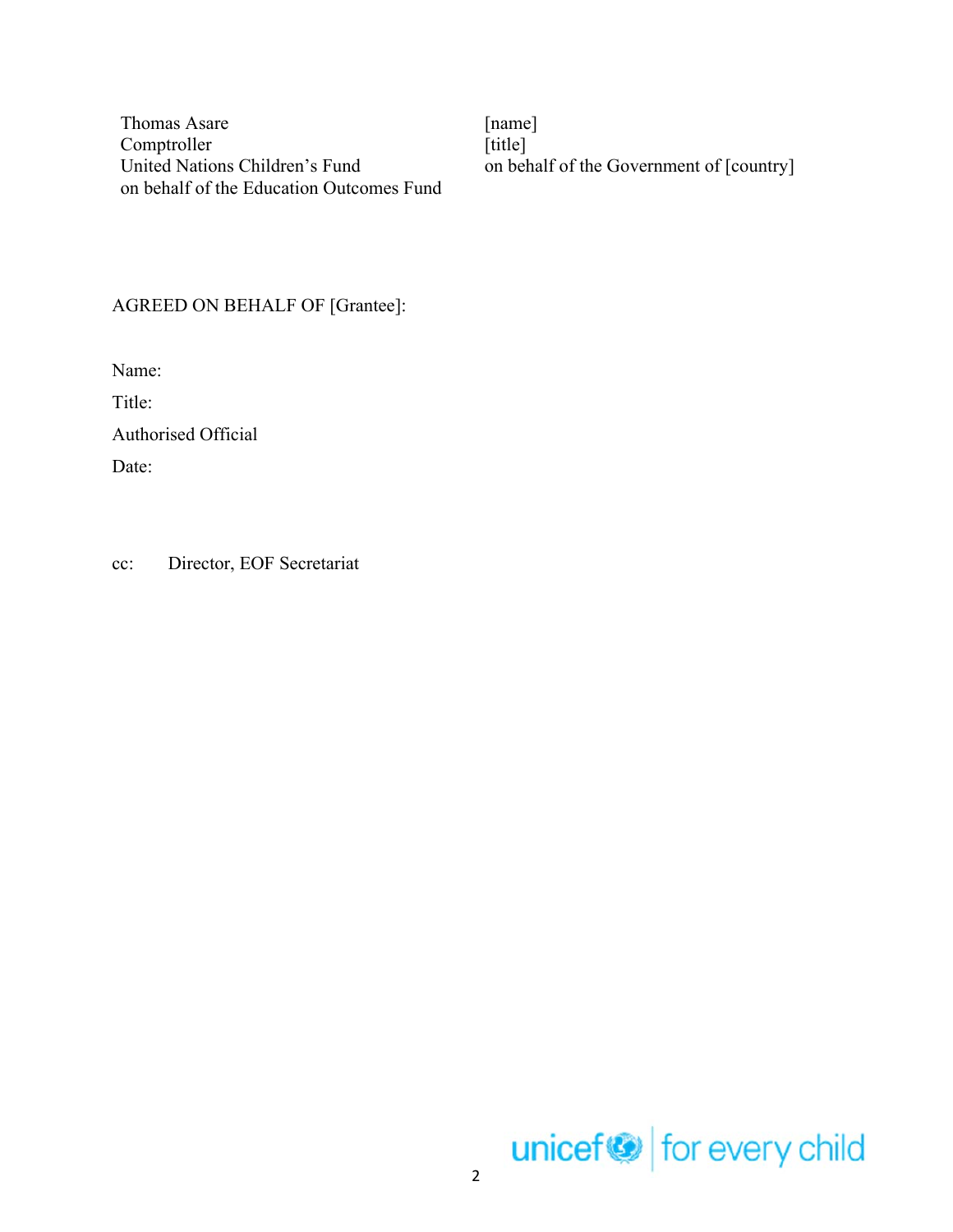Thomas Asare
Comptroller
United Nations Children's Fund
on behalf of the Education Outcomes Fund

[name]
[title]
on behalf of the Government of [country]

AGREED ON BEHALF OF [Grantee]:

Name:

Title:

Authorised Official

Date:

cc: Director, EOF Secretariat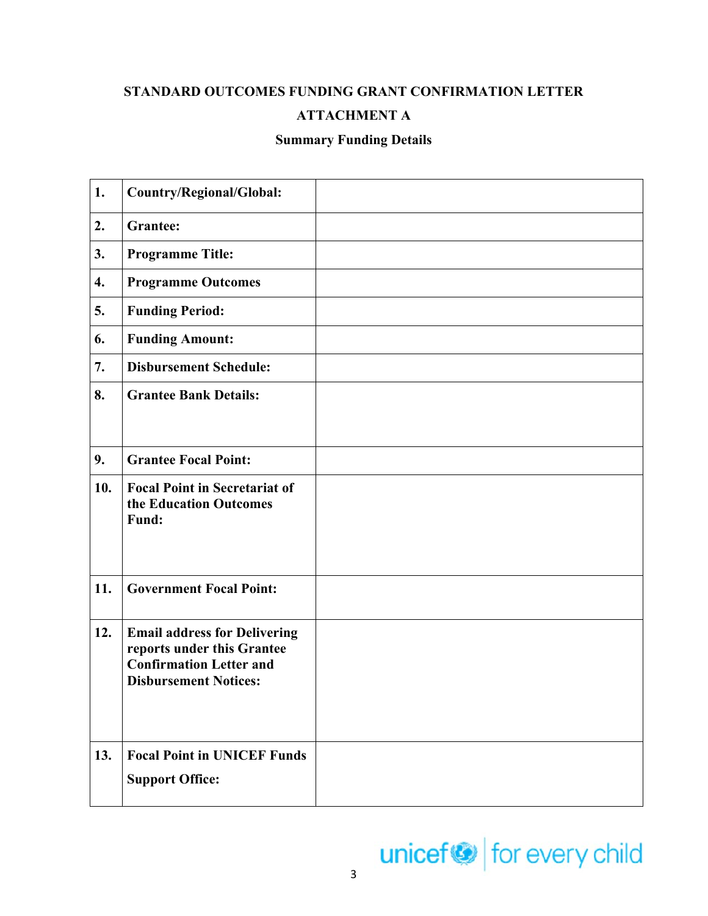**STANDARD OUTCOMES FUNDING GRANT CONFIRMATION LETTER**

**ATTACHMENT A**

**Summary Funding Details**

| | | |
|---|---|---|
| **1.** | **Country/Regional/Global:** | |
| **2.** | **Grantee:** | |
| **3.** | **Programme Title:** | |
| **4.** | **Programme Outcomes** | |
| **5.** | **Funding Period:** | |
| **6.** | **Funding Amount:** | |
| **7.** | **Disbursement Schedule:** | |
| **8.** | **Grantee Bank Details:** | |
| **9.** | **Grantee Focal Point:** | |
| **10.** | **Focal Point in Secretariat of the Education Outcomes Fund:** | |
| **11.** | **Government Focal Point:** | |
| **12.** | **Email address for Delivering reports under this Grantee Confirmation Letter and Disbursement Notices:** | |
| **13.** | **Focal Point in UNICEF Funds Support Office:** | |

unicef | for every child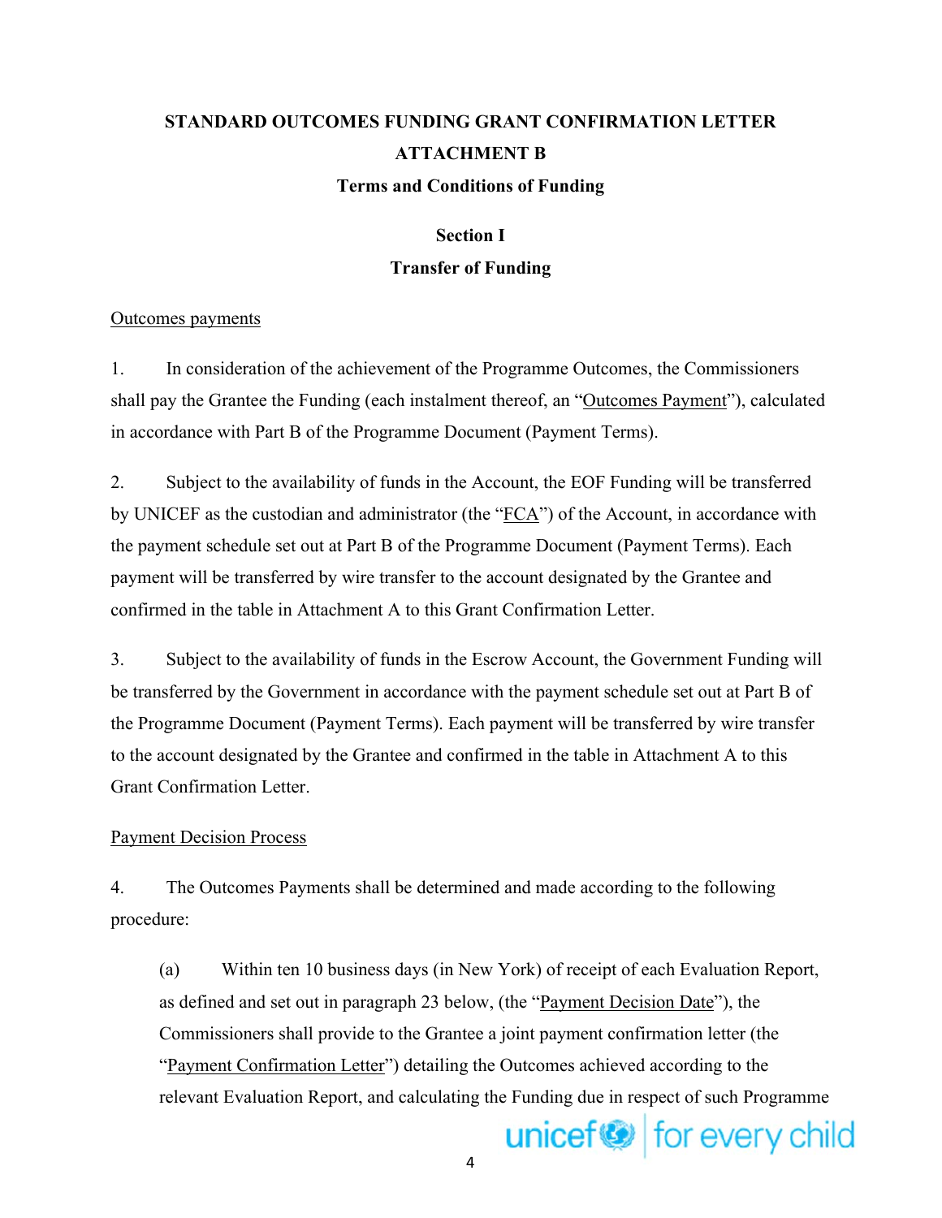**STANDARD OUTCOMES FUNDING GRANT CONFIRMATION LETTER**

**ATTACHMENT B**

**Terms and Conditions of Funding**

**Section I**

**Transfer of Funding**

<u>Outcomes payments</u>

1. In consideration of the achievement of the Programme Outcomes, the Commissioners shall pay the Grantee the Funding (each instalment thereof, an "<u>Outcomes Payment</u>"), calculated in accordance with Part B of the Programme Document (Payment Terms).

2. Subject to the availability of funds in the Account, the EOF Funding will be transferred by UNICEF as the custodian and administrator (the "<u>FCA</u>") of the Account, in accordance with the payment schedule set out at Part B of the Programme Document (Payment Terms). Each payment will be transferred by wire transfer to the account designated by the Grantee and confirmed in the table in Attachment A to this Grant Confirmation Letter.

3. Subject to the availability of funds in the Escrow Account, the Government Funding will be transferred by the Government in accordance with the payment schedule set out at Part B of the Programme Document (Payment Terms). Each payment will be transferred by wire transfer to the account designated by the Grantee and confirmed in the table in Attachment A to this Grant Confirmation Letter.

<u>Payment Decision Process</u>

4. The Outcomes Payments shall be determined and made according to the following procedure:

   (a) Within ten 10 business days (in New York) of receipt of each Evaluation Report, as defined and set out in paragraph 23 below, (the "<u>Payment Decision Date</u>"), the Commissioners shall provide to the Grantee a joint payment confirmation letter (the "<u>Payment Confirmation Letter</u>") detailing the Outcomes achieved according to the relevant Evaluation Report, and calculating the Funding due in respect of such Programme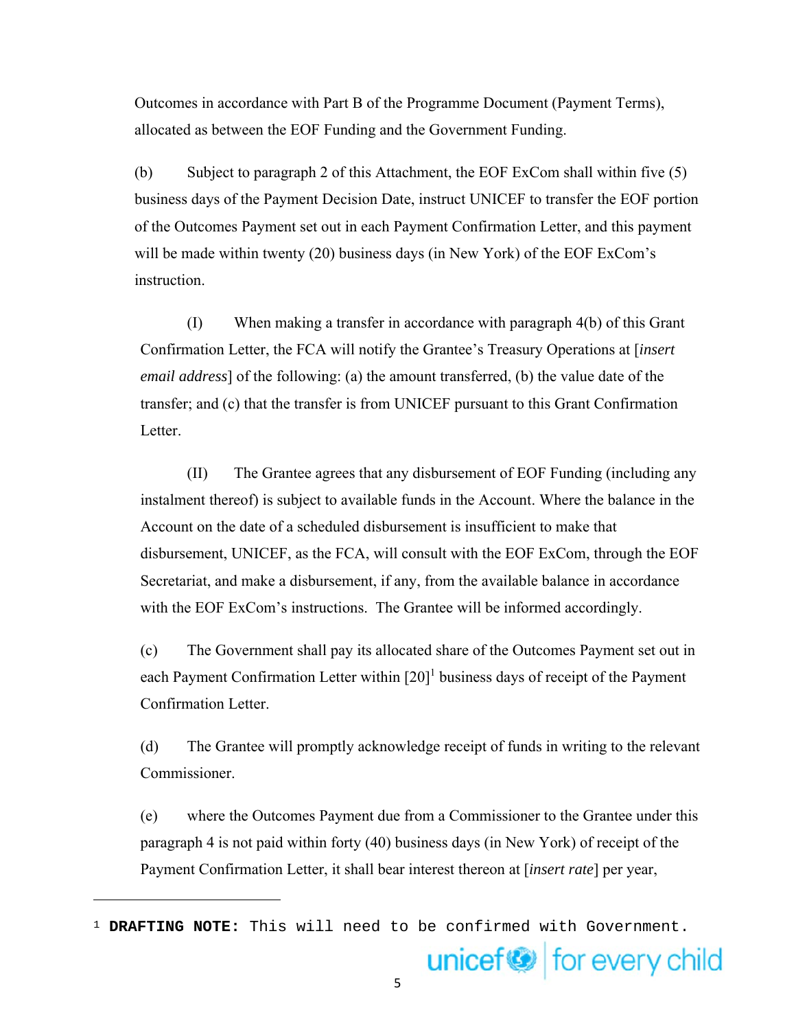Outcomes in accordance with Part B of the Programme Document (Payment Terms), allocated as between the EOF Funding and the Government Funding.

(b) Subject to paragraph 2 of this Attachment, the EOF ExCom shall within five (5) business days of the Payment Decision Date, instruct UNICEF to transfer the EOF portion of the Outcomes Payment set out in each Payment Confirmation Letter, and this payment will be made within twenty (20) business days (in New York) of the EOF ExCom's instruction.

(I) When making a transfer in accordance with paragraph 4(b) of this Grant Confirmation Letter, the FCA will notify the Grantee's Treasury Operations at [*insert email address*] of the following: (a) the amount transferred, (b) the value date of the transfer; and (c) that the transfer is from UNICEF pursuant to this Grant Confirmation Letter.

(II) The Grantee agrees that any disbursement of EOF Funding (including any instalment thereof) is subject to available funds in the Account. Where the balance in the Account on the date of a scheduled disbursement is insufficient to make that disbursement, UNICEF, as the FCA, will consult with the EOF ExCom, through the EOF Secretariat, and make a disbursement, if any, from the available balance in accordance with the EOF ExCom's instructions. The Grantee will be informed accordingly.

(c) The Government shall pay its allocated share of the Outcomes Payment set out in each Payment Confirmation Letter within [20][1] business days of receipt of the Payment Confirmation Letter.

(d) The Grantee will promptly acknowledge receipt of funds in writing to the relevant Commissioner.

(e) where the Outcomes Payment due from a Commissioner to the Grantee under this paragraph 4 is not paid within forty (40) business days (in New York) of receipt of the Payment Confirmation Letter, it shall bear interest thereon at [*insert rate*] per year,

---

[1] **DRAFTING NOTE:** This will need to be confirmed with Government.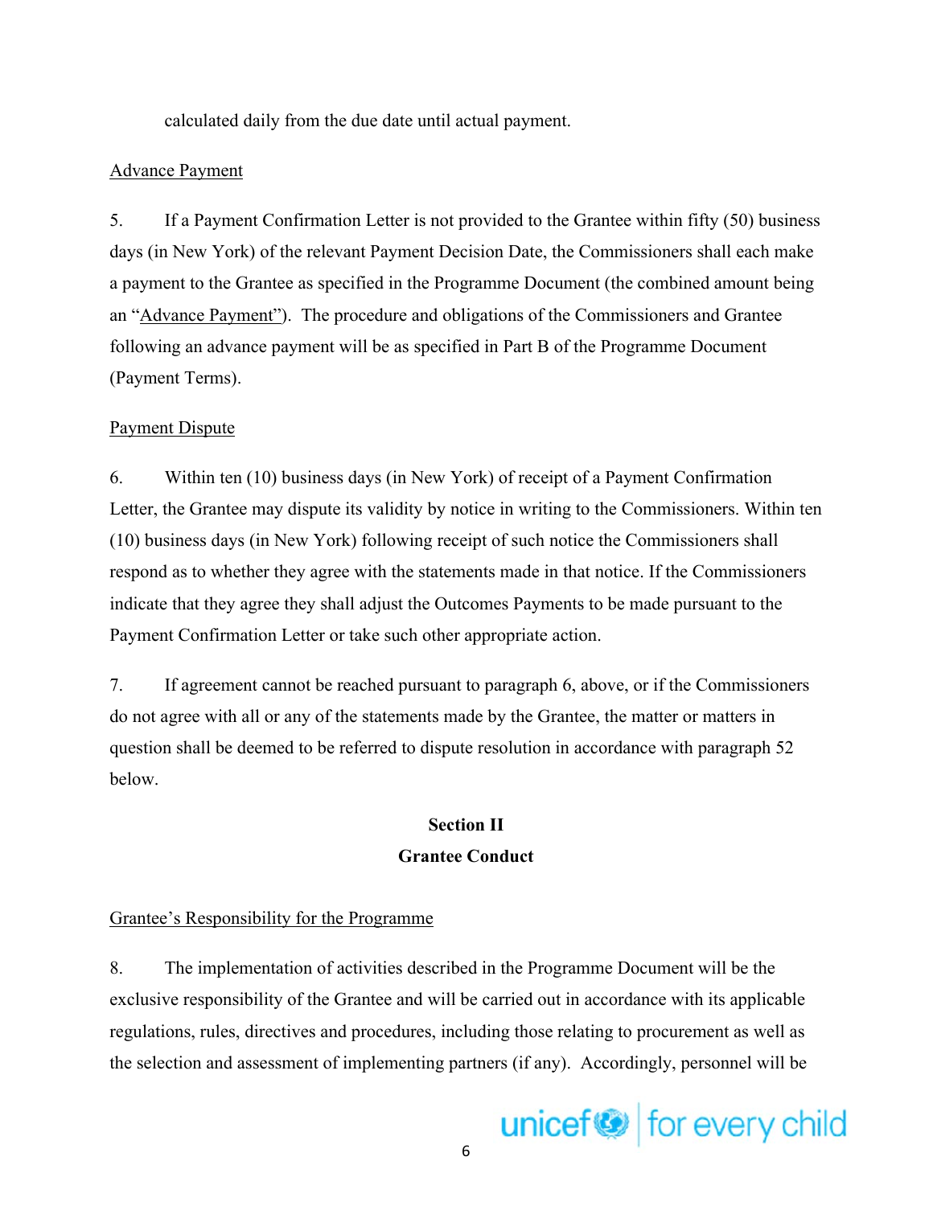calculated daily from the due date until actual payment.

Advance Payment

5. If a Payment Confirmation Letter is not provided to the Grantee within fifty (50) business days (in New York) of the relevant Payment Decision Date, the Commissioners shall each make a payment to the Grantee as specified in the Programme Document (the combined amount being an "Advance Payment"). The procedure and obligations of the Commissioners and Grantee following an advance payment will be as specified in Part B of the Programme Document (Payment Terms).

Payment Dispute

6. Within ten (10) business days (in New York) of receipt of a Payment Confirmation Letter, the Grantee may dispute its validity by notice in writing to the Commissioners. Within ten (10) business days (in New York) following receipt of such notice the Commissioners shall respond as to whether they agree with the statements made in that notice. If the Commissioners indicate that they agree they shall adjust the Outcomes Payments to be made pursuant to the Payment Confirmation Letter or take such other appropriate action.

7. If agreement cannot be reached pursuant to paragraph 6, above, or if the Commissioners do not agree with all or any of the statements made by the Grantee, the matter or matters in question shall be deemed to be referred to dispute resolution in accordance with paragraph 52 below.

## Section II
## Grantee Conduct

Grantee's Responsibility for the Programme

8. The implementation of activities described in the Programme Document will be the exclusive responsibility of the Grantee and will be carried out in accordance with its applicable regulations, rules, directives and procedures, including those relating to procurement as well as the selection and assessment of implementing partners (if any). Accordingly, personnel will be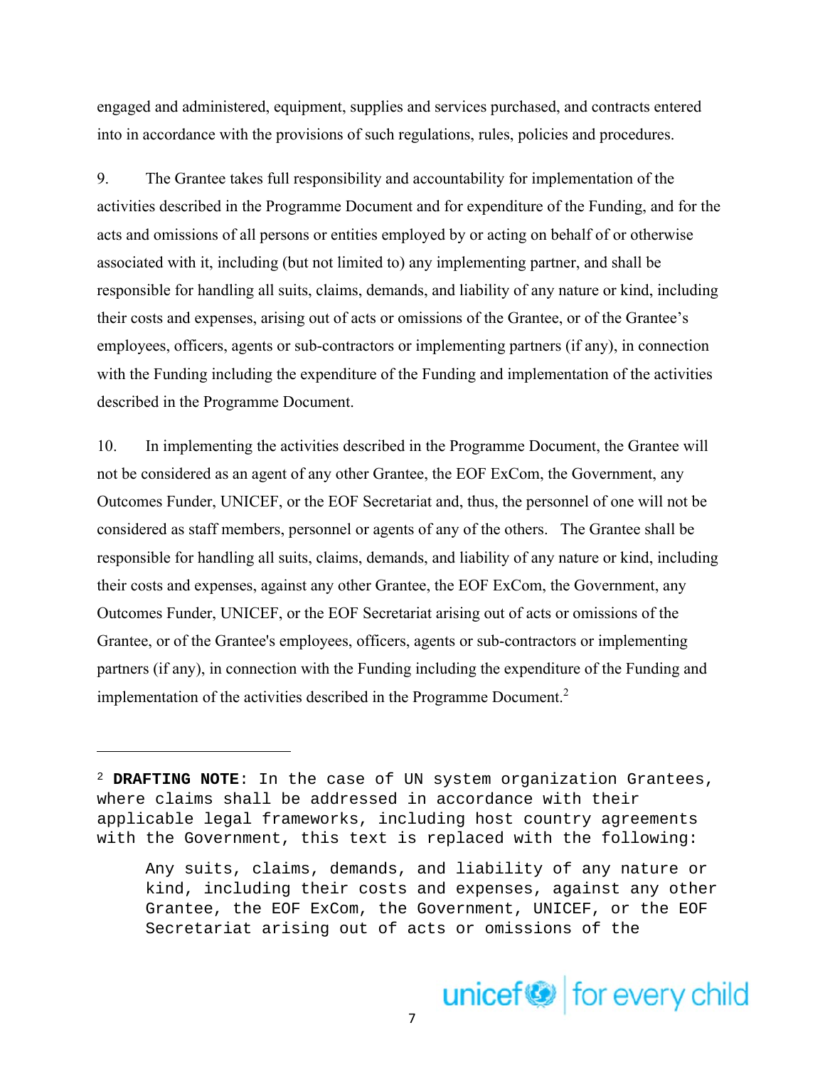engaged and administered, equipment, supplies and services purchased, and contracts entered into in accordance with the provisions of such regulations, rules, policies and procedures.

9. The Grantee takes full responsibility and accountability for implementation of the activities described in the Programme Document and for expenditure of the Funding, and for the acts and omissions of all persons or entities employed by or acting on behalf of or otherwise associated with it, including (but not limited to) any implementing partner, and shall be responsible for handling all suits, claims, demands, and liability of any nature or kind, including their costs and expenses, arising out of acts or omissions of the Grantee, or of the Grantee's employees, officers, agents or sub-contractors or implementing partners (if any), in connection with the Funding including the expenditure of the Funding and implementation of the activities described in the Programme Document.

10. In implementing the activities described in the Programme Document, the Grantee will not be considered as an agent of any other Grantee, the EOF ExCom, the Government, any Outcomes Funder, UNICEF, or the EOF Secretariat and, thus, the personnel of one will not be considered as staff members, personnel or agents of any of the others. The Grantee shall be responsible for handling all suits, claims, demands, and liability of any nature or kind, including their costs and expenses, against any other Grantee, the EOF ExCom, the Government, any Outcomes Funder, UNICEF, or the EOF Secretariat arising out of acts or omissions of the Grantee, or of the Grantee's employees, officers, agents or sub-contractors or implementing partners (if any), in connection with the Funding including the expenditure of the Funding and implementation of the activities described in the Programme Document.[2]

---

[2] **DRAFTING NOTE**: In the case of UN system organization Grantees, where claims shall be addressed in accordance with their applicable legal frameworks, including host country agreements with the Government, this text is replaced with the following:

> Any suits, claims, demands, and liability of any nature or kind, including their costs and expenses, against any other Grantee, the EOF ExCom, the Government, UNICEF, or the EOF Secretariat arising out of acts or omissions of the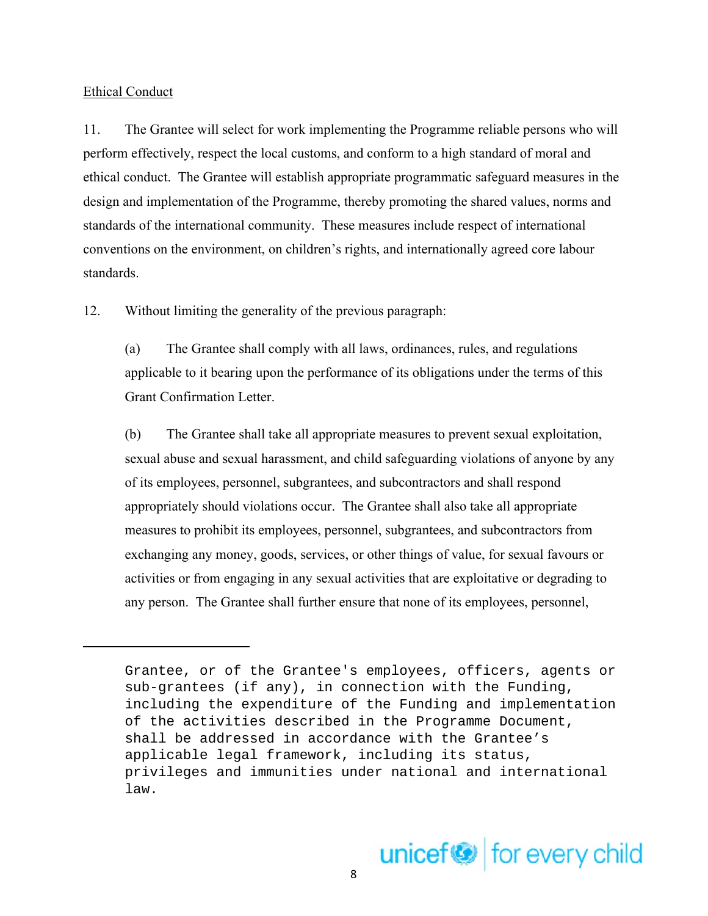Ethical Conduct

11. The Grantee will select for work implementing the Programme reliable persons who will perform effectively, respect the local customs, and conform to a high standard of moral and ethical conduct. The Grantee will establish appropriate programmatic safeguard measures in the design and implementation of the Programme, thereby promoting the shared values, norms and standards of the international community. These measures include respect of international conventions on the environment, on children's rights, and internationally agreed core labour standards.

12. Without limiting the generality of the previous paragraph:

(a) The Grantee shall comply with all laws, ordinances, rules, and regulations applicable to it bearing upon the performance of its obligations under the terms of this Grant Confirmation Letter.

(b) The Grantee shall take all appropriate measures to prevent sexual exploitation, sexual abuse and sexual harassment, and child safeguarding violations of anyone by any of its employees, personnel, subgrantees, and subcontractors and shall respond appropriately should violations occur. The Grantee shall also take all appropriate measures to prohibit its employees, personnel, subgrantees, and subcontractors from exchanging any money, goods, services, or other things of value, for sexual favours or activities or from engaging in any sexual activities that are exploitative or degrading to any person. The Grantee shall further ensure that none of its employees, personnel,

---

Grantee, or of the Grantee's employees, officers, agents or sub-grantees (if any), in connection with the Funding, including the expenditure of the Funding and implementation of the activities described in the Programme Document, shall be addressed in accordance with the Grantee's applicable legal framework, including its status, privileges and immunities under national and international law.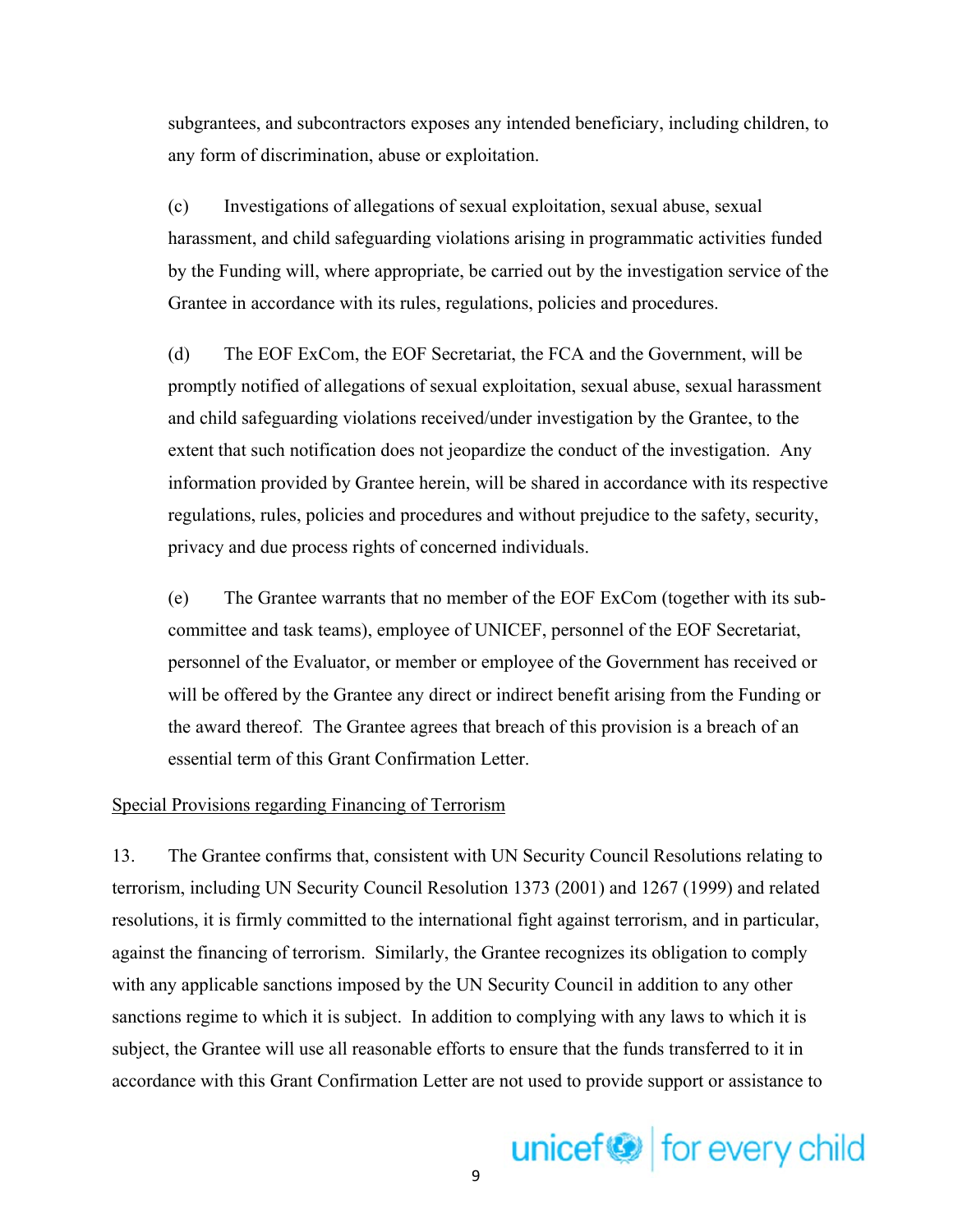subgrantees, and subcontractors exposes any intended beneficiary, including children, to any form of discrimination, abuse or exploitation.

(c) Investigations of allegations of sexual exploitation, sexual abuse, sexual harassment, and child safeguarding violations arising in programmatic activities funded by the Funding will, where appropriate, be carried out by the investigation service of the Grantee in accordance with its rules, regulations, policies and procedures.

(d) The EOF ExCom, the EOF Secretariat, the FCA and the Government, will be promptly notified of allegations of sexual exploitation, sexual abuse, sexual harassment and child safeguarding violations received/under investigation by the Grantee, to the extent that such notification does not jeopardize the conduct of the investigation. Any information provided by Grantee herein, will be shared in accordance with its respective regulations, rules, policies and procedures and without prejudice to the safety, security, privacy and due process rights of concerned individuals.

(e) The Grantee warrants that no member of the EOF ExCom (together with its sub-committee and task teams), employee of UNICEF, personnel of the EOF Secretariat, personnel of the Evaluator, or member or employee of the Government has received or will be offered by the Grantee any direct or indirect benefit arising from the Funding or the award thereof. The Grantee agrees that breach of this provision is a breach of an essential term of this Grant Confirmation Letter.

Special Provisions regarding Financing of Terrorism

13. The Grantee confirms that, consistent with UN Security Council Resolutions relating to terrorism, including UN Security Council Resolution 1373 (2001) and 1267 (1999) and related resolutions, it is firmly committed to the international fight against terrorism, and in particular, against the financing of terrorism. Similarly, the Grantee recognizes its obligation to comply with any applicable sanctions imposed by the UN Security Council in addition to any other sanctions regime to which it is subject. In addition to complying with any laws to which it is subject, the Grantee will use all reasonable efforts to ensure that the funds transferred to it in accordance with this Grant Confirmation Letter are not used to provide support or assistance to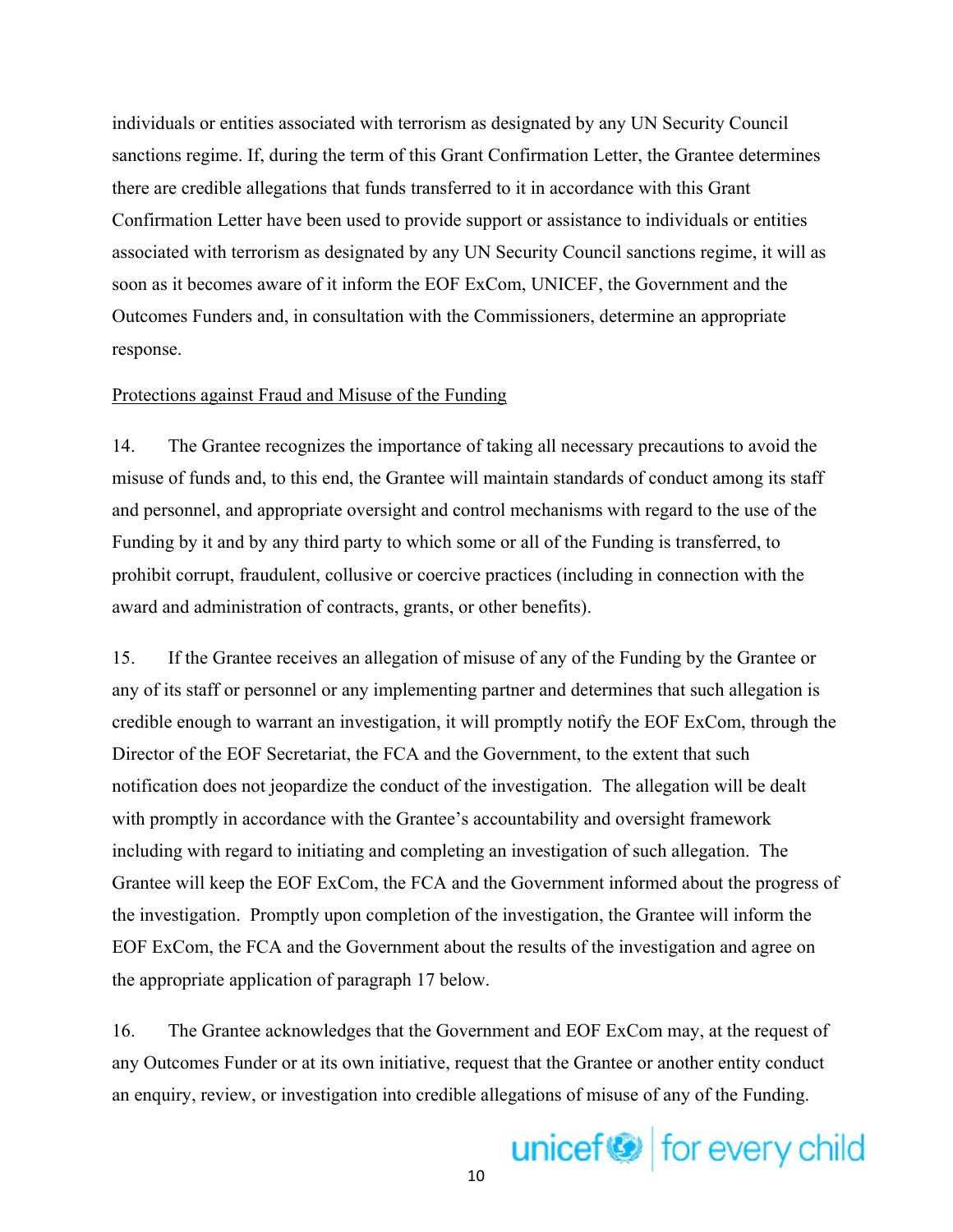individuals or entities associated with terrorism as designated by any UN Security Council sanctions regime. If, during the term of this Grant Confirmation Letter, the Grantee determines there are credible allegations that funds transferred to it in accordance with this Grant Confirmation Letter have been used to provide support or assistance to individuals or entities associated with terrorism as designated by any UN Security Council sanctions regime, it will as soon as it becomes aware of it inform the EOF ExCom, UNICEF, the Government and the Outcomes Funders and, in consultation with the Commissioners, determine an appropriate response.

Protections against Fraud and Misuse of the Funding

14. The Grantee recognizes the importance of taking all necessary precautions to avoid the misuse of funds and, to this end, the Grantee will maintain standards of conduct among its staff and personnel, and appropriate oversight and control mechanisms with regard to the use of the Funding by it and by any third party to which some or all of the Funding is transferred, to prohibit corrupt, fraudulent, collusive or coercive practices (including in connection with the award and administration of contracts, grants, or other benefits).

15. If the Grantee receives an allegation of misuse of any of the Funding by the Grantee or any of its staff or personnel or any implementing partner and determines that such allegation is credible enough to warrant an investigation, it will promptly notify the EOF ExCom, through the Director of the EOF Secretariat, the FCA and the Government, to the extent that such notification does not jeopardize the conduct of the investigation. The allegation will be dealt with promptly in accordance with the Grantee's accountability and oversight framework including with regard to initiating and completing an investigation of such allegation. The Grantee will keep the EOF ExCom, the FCA and the Government informed about the progress of the investigation. Promptly upon completion of the investigation, the Grantee will inform the EOF ExCom, the FCA and the Government about the results of the investigation and agree on the appropriate application of paragraph 17 below.

16. The Grantee acknowledges that the Government and EOF ExCom may, at the request of any Outcomes Funder or at its own initiative, request that the Grantee or another entity conduct an enquiry, review, or investigation into credible allegations of misuse of any of the Funding.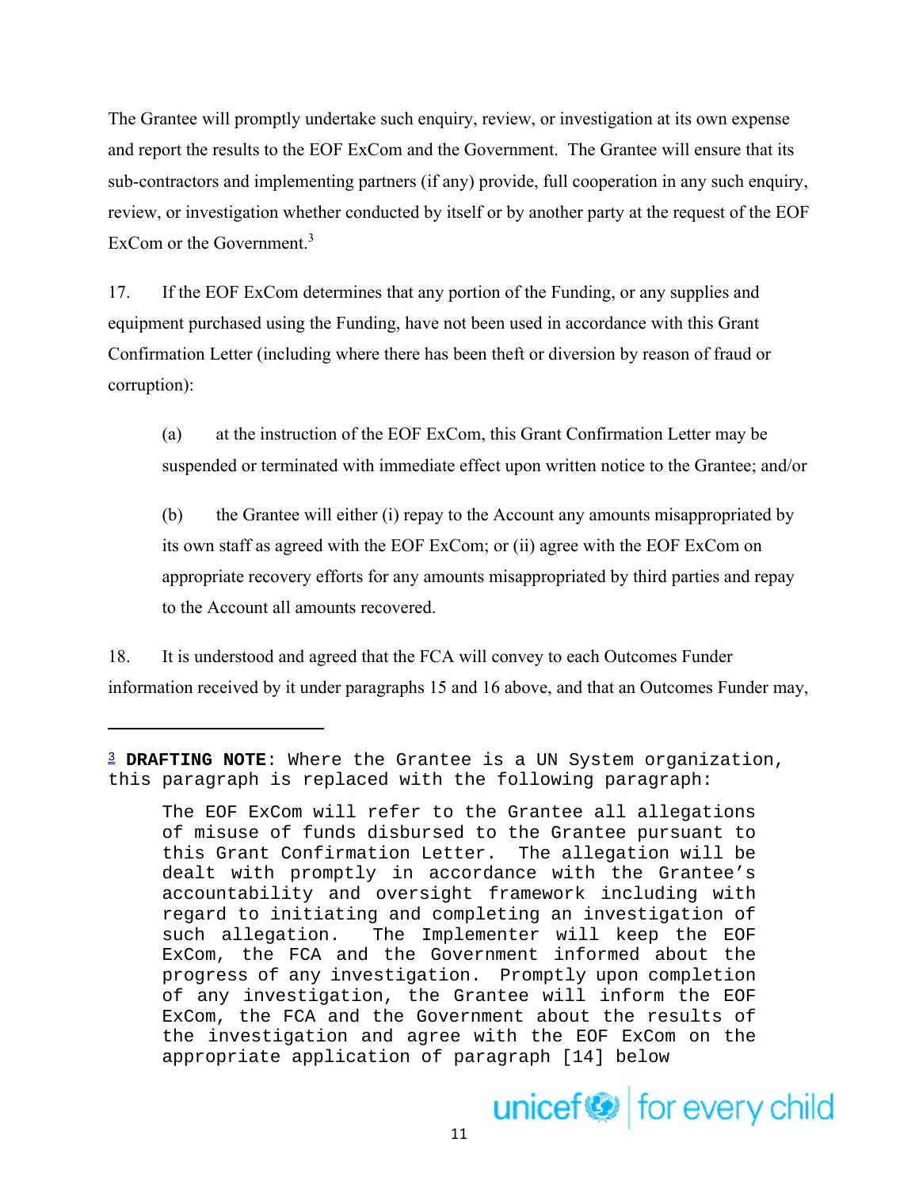The Grantee will promptly undertake such enquiry, review, or investigation at its own expense and report the results to the EOF ExCom and the Government. The Grantee will ensure that its sub-contractors and implementing partners (if any) provide, full cooperation in any such enquiry, review, or investigation whether conducted by itself or by another party at the request of the EOF ExCom or the Government.[3]

17. If the EOF ExCom determines that any portion of the Funding, or any supplies and equipment purchased using the Funding, have not been used in accordance with this Grant Confirmation Letter (including where there has been theft or diversion by reason of fraud or corruption):

(a) at the instruction of the EOF ExCom, this Grant Confirmation Letter may be suspended or terminated with immediate effect upon written notice to the Grantee; and/or

(b) the Grantee will either (i) repay to the Account any amounts misappropriated by its own staff as agreed with the EOF ExCom; or (ii) agree with the EOF ExCom on appropriate recovery efforts for any amounts misappropriated by third parties and repay to the Account all amounts recovered.

18. It is understood and agreed that the FCA will convey to each Outcomes Funder information received by it under paragraphs 15 and 16 above, and that an Outcomes Funder may,

---

[3] **DRAFTING NOTE**: Where the Grantee is a UN System organization, this paragraph is replaced with the following paragraph:

> The EOF ExCom will refer to the Grantee all allegations of misuse of funds disbursed to the Grantee pursuant to this Grant Confirmation Letter. The allegation will be dealt with promptly in accordance with the Grantee's accountability and oversight framework including with regard to initiating and completing an investigation of such allegation. The Implementer will keep the EOF ExCom, the FCA and the Government informed about the progress of any investigation. Promptly upon completion of any investigation, the Grantee will inform the EOF ExCom, the FCA and the Government about the results of the investigation and agree with the EOF ExCom on the appropriate application of paragraph [14] below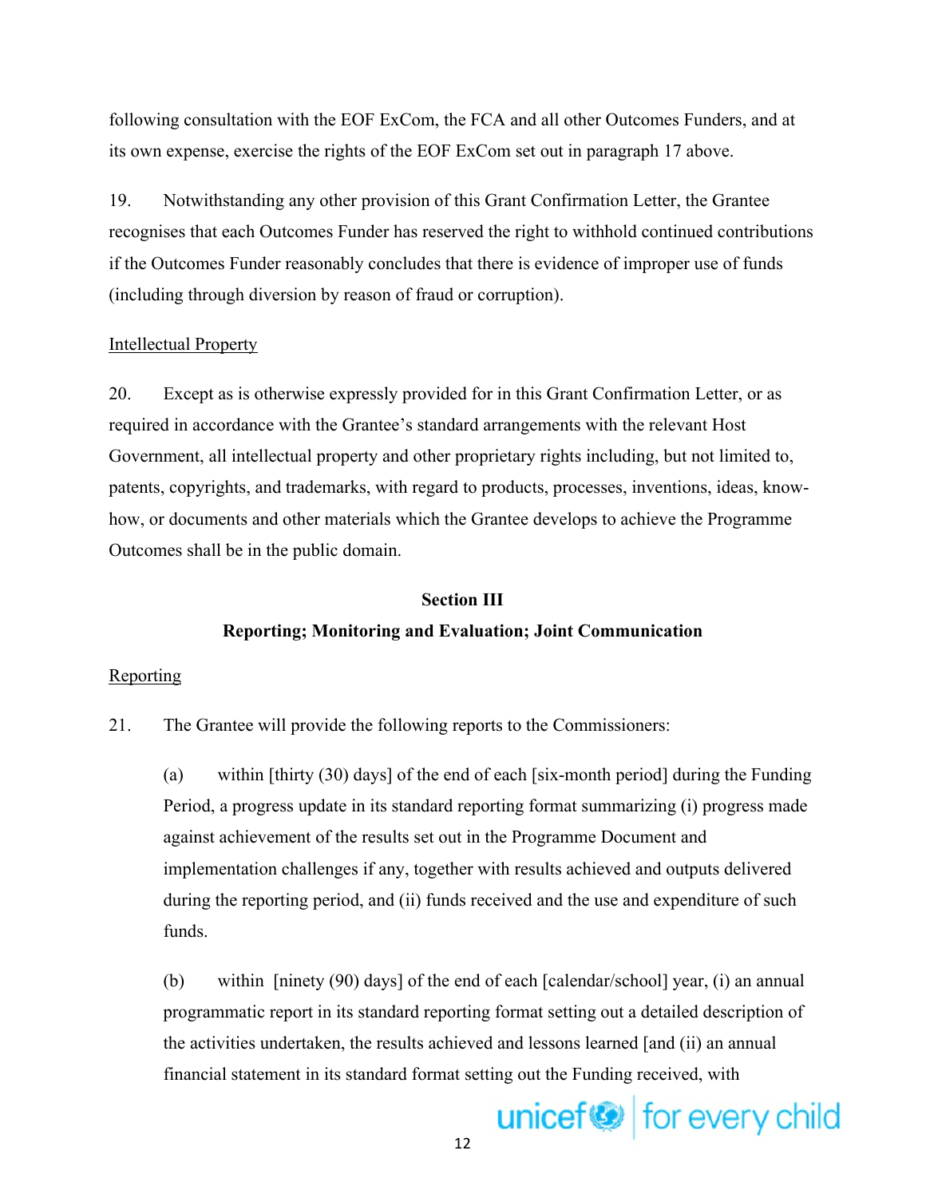following consultation with the EOF ExCom, the FCA and all other Outcomes Funders, and at its own expense, exercise the rights of the EOF ExCom set out in paragraph 17 above.

19. Notwithstanding any other provision of this Grant Confirmation Letter, the Grantee recognises that each Outcomes Funder has reserved the right to withhold continued contributions if the Outcomes Funder reasonably concludes that there is evidence of improper use of funds (including through diversion by reason of fraud or corruption).

Intellectual Property

20. Except as is otherwise expressly provided for in this Grant Confirmation Letter, or as required in accordance with the Grantee's standard arrangements with the relevant Host Government, all intellectual property and other proprietary rights including, but not limited to, patents, copyrights, and trademarks, with regard to products, processes, inventions, ideas, know-how, or documents and other materials which the Grantee develops to achieve the Programme Outcomes shall be in the public domain.

**Section III**

**Reporting; Monitoring and Evaluation; Joint Communication**

Reporting

21. The Grantee will provide the following reports to the Commissioners:

(a) within [thirty (30) days] of the end of each [six-month period] during the Funding Period, a progress update in its standard reporting format summarizing (i) progress made against achievement of the results set out in the Programme Document and implementation challenges if any, together with results achieved and outputs delivered during the reporting period, and (ii) funds received and the use and expenditure of such funds.

(b) within [ninety (90) days] of the end of each [calendar/school] year, (i) an annual programmatic report in its standard reporting format setting out a detailed description of the activities undertaken, the results achieved and lessons learned [and (ii) an annual financial statement in its standard format setting out the Funding received, with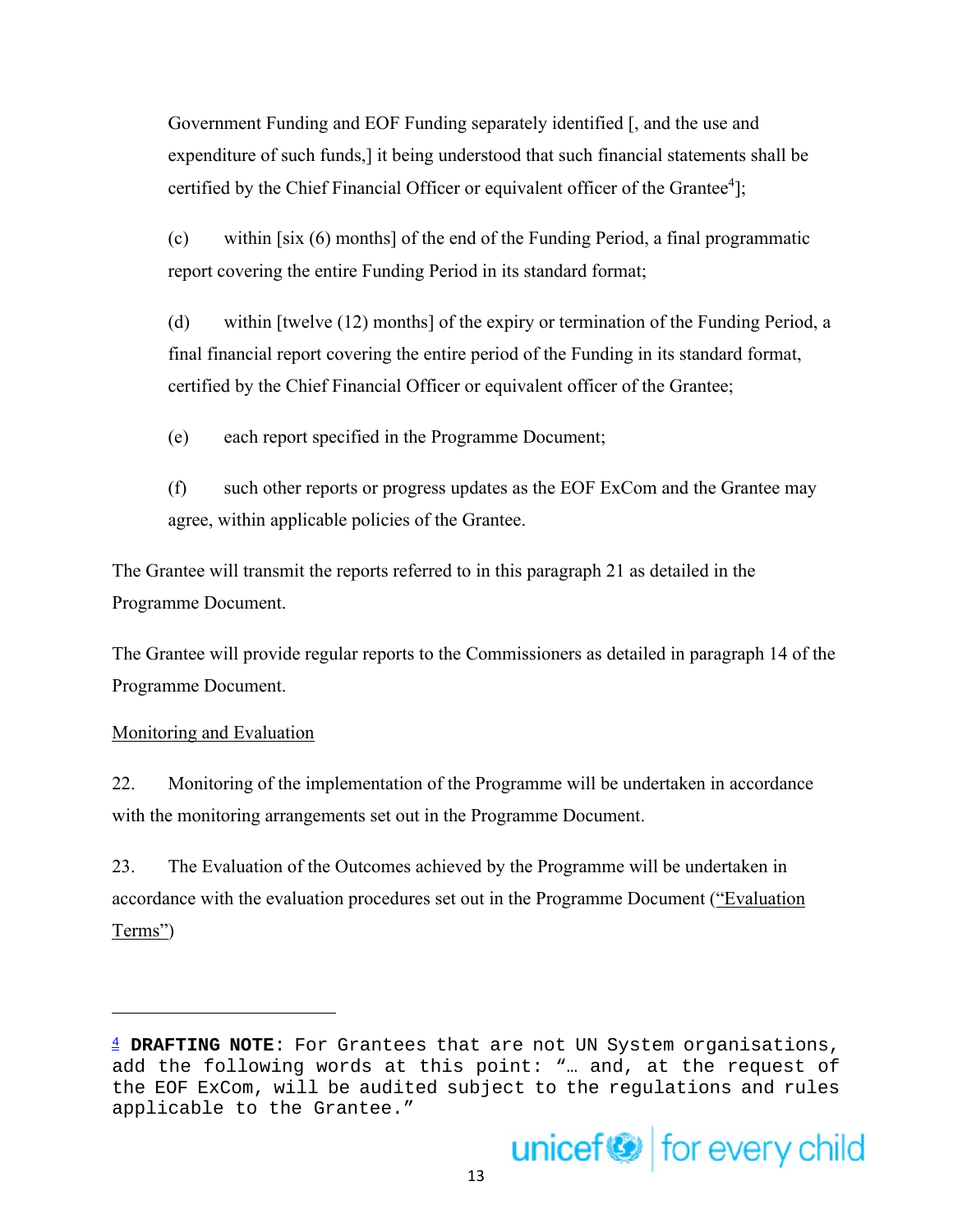Government Funding and EOF Funding separately identified [, and the use and expenditure of such funds,] it being understood that such financial statements shall be certified by the Chief Financial Officer or equivalent officer of the Grantee[4]];

(c) within [six (6) months] of the end of the Funding Period, a final programmatic report covering the entire Funding Period in its standard format;

(d) within [twelve (12) months] of the expiry or termination of the Funding Period, a final financial report covering the entire period of the Funding in its standard format, certified by the Chief Financial Officer or equivalent officer of the Grantee;

(e) each report specified in the Programme Document;

(f) such other reports or progress updates as the EOF ExCom and the Grantee may agree, within applicable policies of the Grantee.

The Grantee will transmit the reports referred to in this paragraph 21 as detailed in the Programme Document.

The Grantee will provide regular reports to the Commissioners as detailed in paragraph 14 of the Programme Document.

<u>Monitoring and Evaluation</u>

22. Monitoring of the implementation of the Programme will be undertaken in accordance with the monitoring arrangements set out in the Programme Document.

23. The Evaluation of the Outcomes achieved by the Programme will be undertaken in accordance with the evaluation procedures set out in the Programme Document ("<u>Evaluation Terms</u>")

---

[4] **DRAFTING NOTE**: For Grantees that are not UN System organisations, add the following words at this point: "… and, at the request of the EOF ExCom, will be audited subject to the regulations and rules applicable to the Grantee."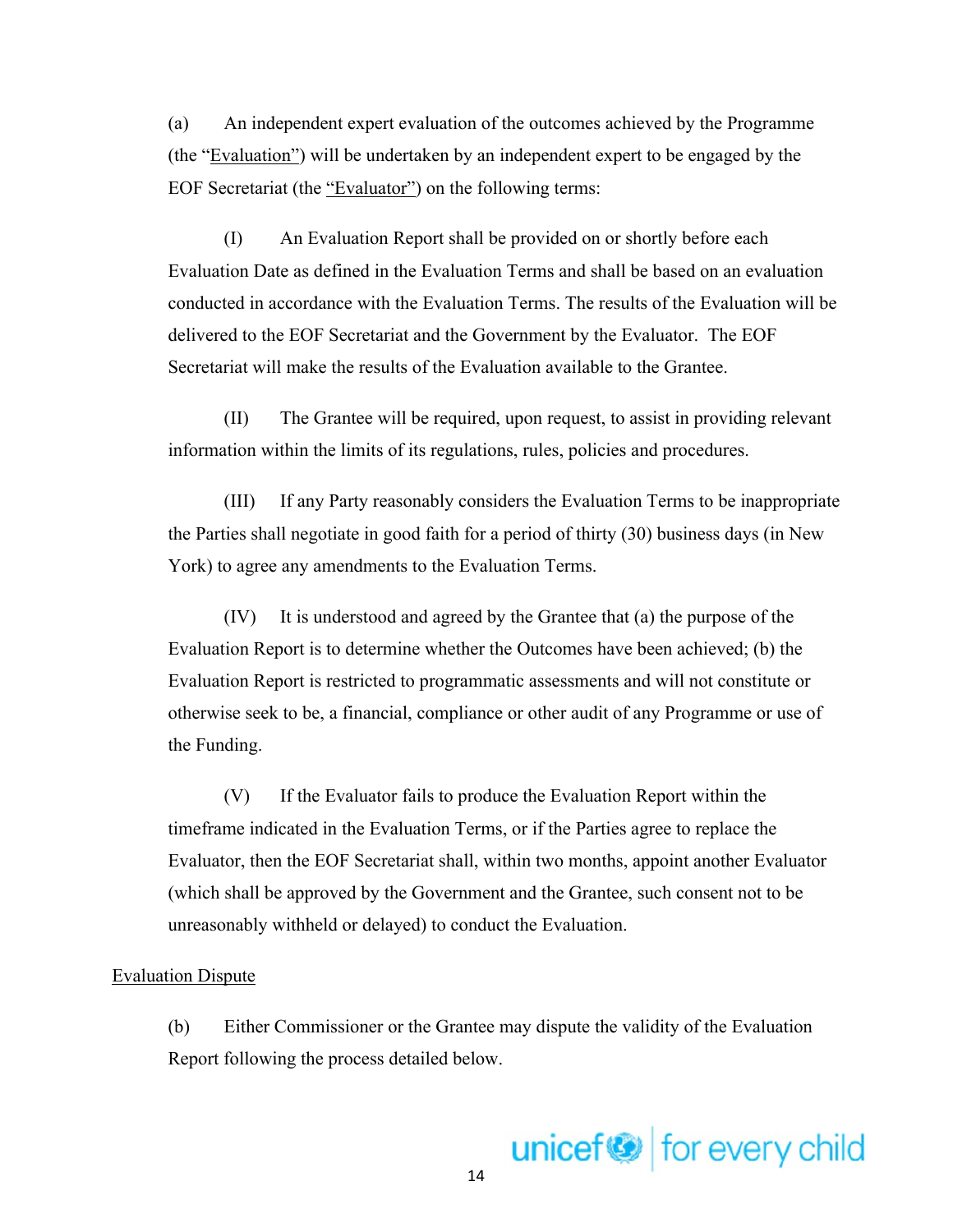(a) An independent expert evaluation of the outcomes achieved by the Programme (the "Evaluation") will be undertaken by an independent expert to be engaged by the EOF Secretariat (the "Evaluator") on the following terms:

(I) An Evaluation Report shall be provided on or shortly before each Evaluation Date as defined in the Evaluation Terms and shall be based on an evaluation conducted in accordance with the Evaluation Terms. The results of the Evaluation will be delivered to the EOF Secretariat and the Government by the Evaluator. The EOF Secretariat will make the results of the Evaluation available to the Grantee.

(II) The Grantee will be required, upon request, to assist in providing relevant information within the limits of its regulations, rules, policies and procedures.

(III) If any Party reasonably considers the Evaluation Terms to be inappropriate the Parties shall negotiate in good faith for a period of thirty (30) business days (in New York) to agree any amendments to the Evaluation Terms.

(IV) It is understood and agreed by the Grantee that (a) the purpose of the Evaluation Report is to determine whether the Outcomes have been achieved; (b) the Evaluation Report is restricted to programmatic assessments and will not constitute or otherwise seek to be, a financial, compliance or other audit of any Programme or use of the Funding.

(V) If the Evaluator fails to produce the Evaluation Report within the timeframe indicated in the Evaluation Terms, or if the Parties agree to replace the Evaluator, then the EOF Secretariat shall, within two months, appoint another Evaluator (which shall be approved by the Government and the Grantee, such consent not to be unreasonably withheld or delayed) to conduct the Evaluation.

Evaluation Dispute

(b) Either Commissioner or the Grantee may dispute the validity of the Evaluation Report following the process detailed below.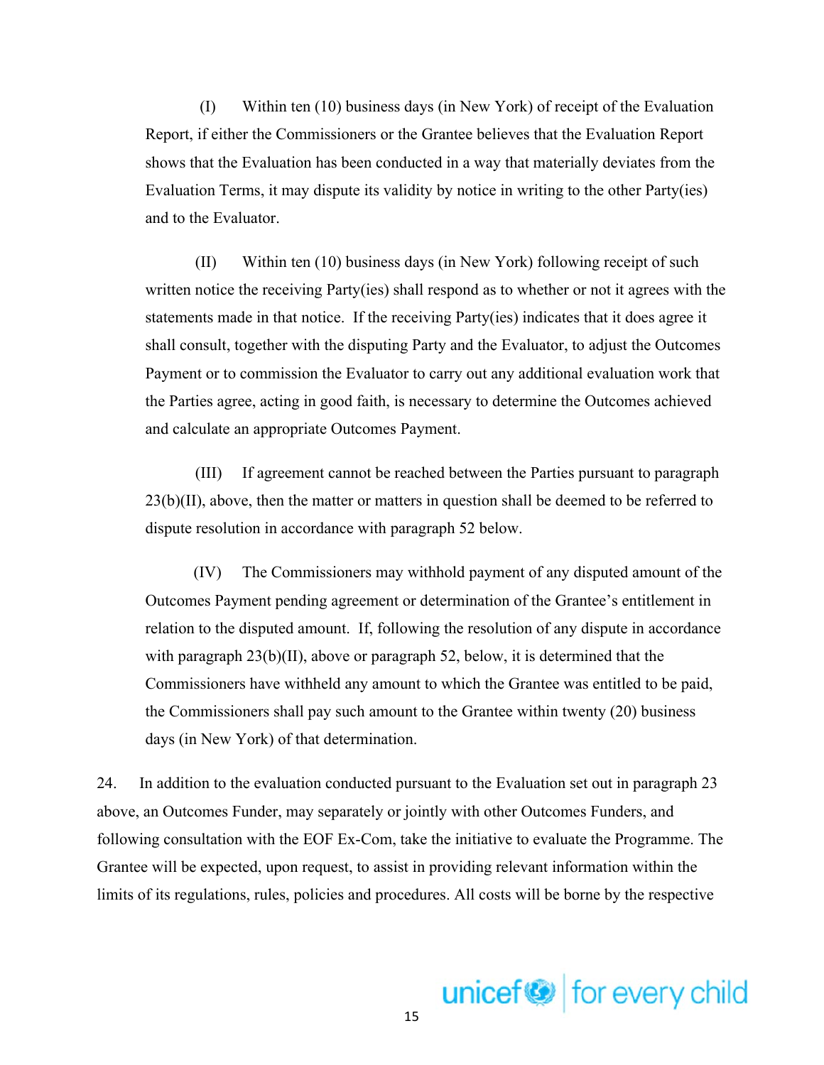(I) Within ten (10) business days (in New York) of receipt of the Evaluation Report, if either the Commissioners or the Grantee believes that the Evaluation Report shows that the Evaluation has been conducted in a way that materially deviates from the Evaluation Terms, it may dispute its validity by notice in writing to the other Party(ies) and to the Evaluator.

(II) Within ten (10) business days (in New York) following receipt of such written notice the receiving Party(ies) shall respond as to whether or not it agrees with the statements made in that notice. If the receiving Party(ies) indicates that it does agree it shall consult, together with the disputing Party and the Evaluator, to adjust the Outcomes Payment or to commission the Evaluator to carry out any additional evaluation work that the Parties agree, acting in good faith, is necessary to determine the Outcomes achieved and calculate an appropriate Outcomes Payment.

(III) If agreement cannot be reached between the Parties pursuant to paragraph 23(b)(II), above, then the matter or matters in question shall be deemed to be referred to dispute resolution in accordance with paragraph 52 below.

(IV) The Commissioners may withhold payment of any disputed amount of the Outcomes Payment pending agreement or determination of the Grantee's entitlement in relation to the disputed amount. If, following the resolution of any dispute in accordance with paragraph 23(b)(II), above or paragraph 52, below, it is determined that the Commissioners have withheld any amount to which the Grantee was entitled to be paid, the Commissioners shall pay such amount to the Grantee within twenty (20) business days (in New York) of that determination.

24. In addition to the evaluation conducted pursuant to the Evaluation set out in paragraph 23 above, an Outcomes Funder, may separately or jointly with other Outcomes Funders, and following consultation with the EOF Ex-Com, take the initiative to evaluate the Programme. The Grantee will be expected, upon request, to assist in providing relevant information within the limits of its regulations, rules, policies and procedures. All costs will be borne by the respective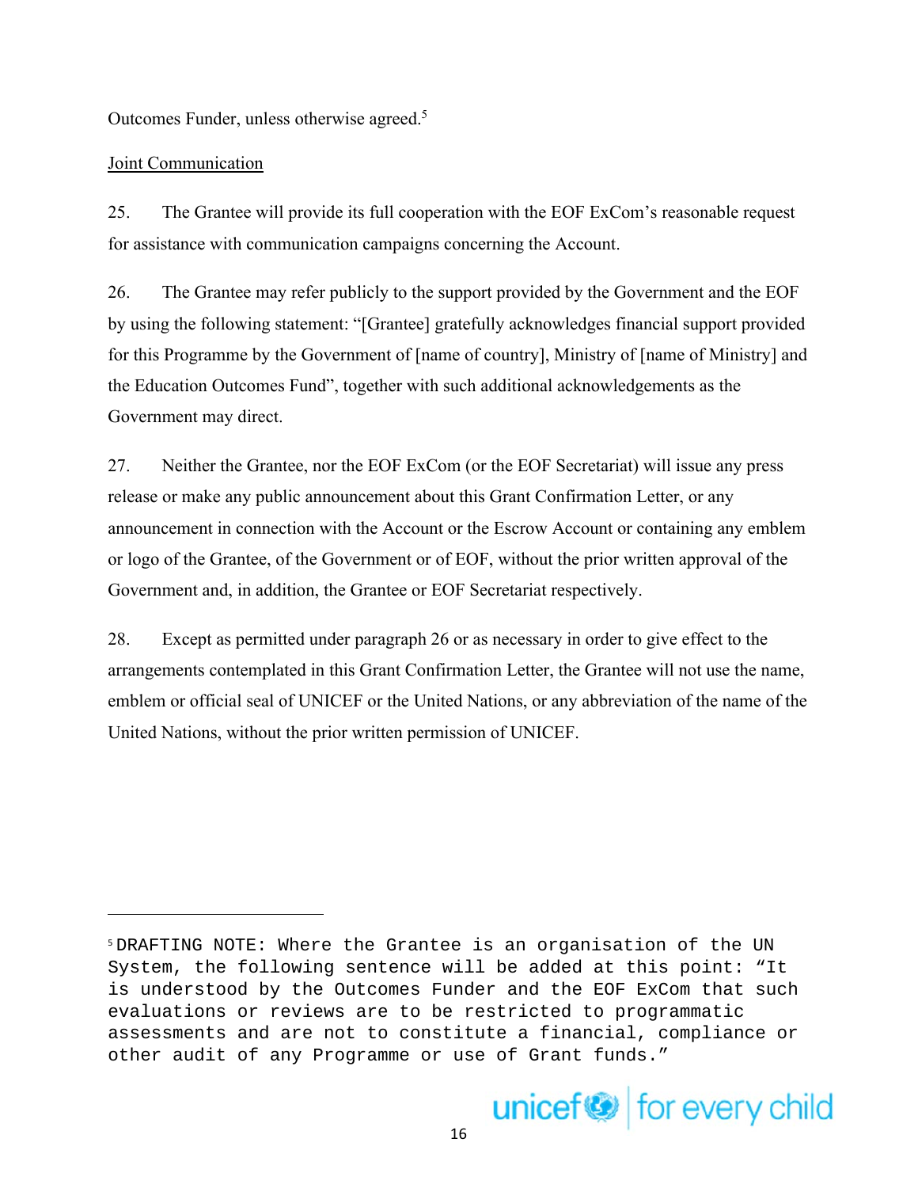Outcomes Funder, unless otherwise agreed.[5]

Joint Communication

25. The Grantee will provide its full cooperation with the EOF ExCom's reasonable request for assistance with communication campaigns concerning the Account.

26. The Grantee may refer publicly to the support provided by the Government and the EOF by using the following statement: "[Grantee] gratefully acknowledges financial support provided for this Programme by the Government of [name of country], Ministry of [name of Ministry] and the Education Outcomes Fund", together with such additional acknowledgements as the Government may direct.

27. Neither the Grantee, nor the EOF ExCom (or the EOF Secretariat) will issue any press release or make any public announcement about this Grant Confirmation Letter, or any announcement in connection with the Account or the Escrow Account or containing any emblem or logo of the Grantee, of the Government or of EOF, without the prior written approval of the Government and, in addition, the Grantee or EOF Secretariat respectively.

28. Except as permitted under paragraph 26 or as necessary in order to give effect to the arrangements contemplated in this Grant Confirmation Letter, the Grantee will not use the name, emblem or official seal of UNICEF or the United Nations, or any abbreviation of the name of the United Nations, without the prior written permission of UNICEF.

---

[5] DRAFTING NOTE: Where the Grantee is an organisation of the UN System, the following sentence will be added at this point: "It is understood by the Outcomes Funder and the EOF ExCom that such evaluations or reviews are to be restricted to programmatic assessments and are not to constitute a financial, compliance or other audit of any Programme or use of Grant funds."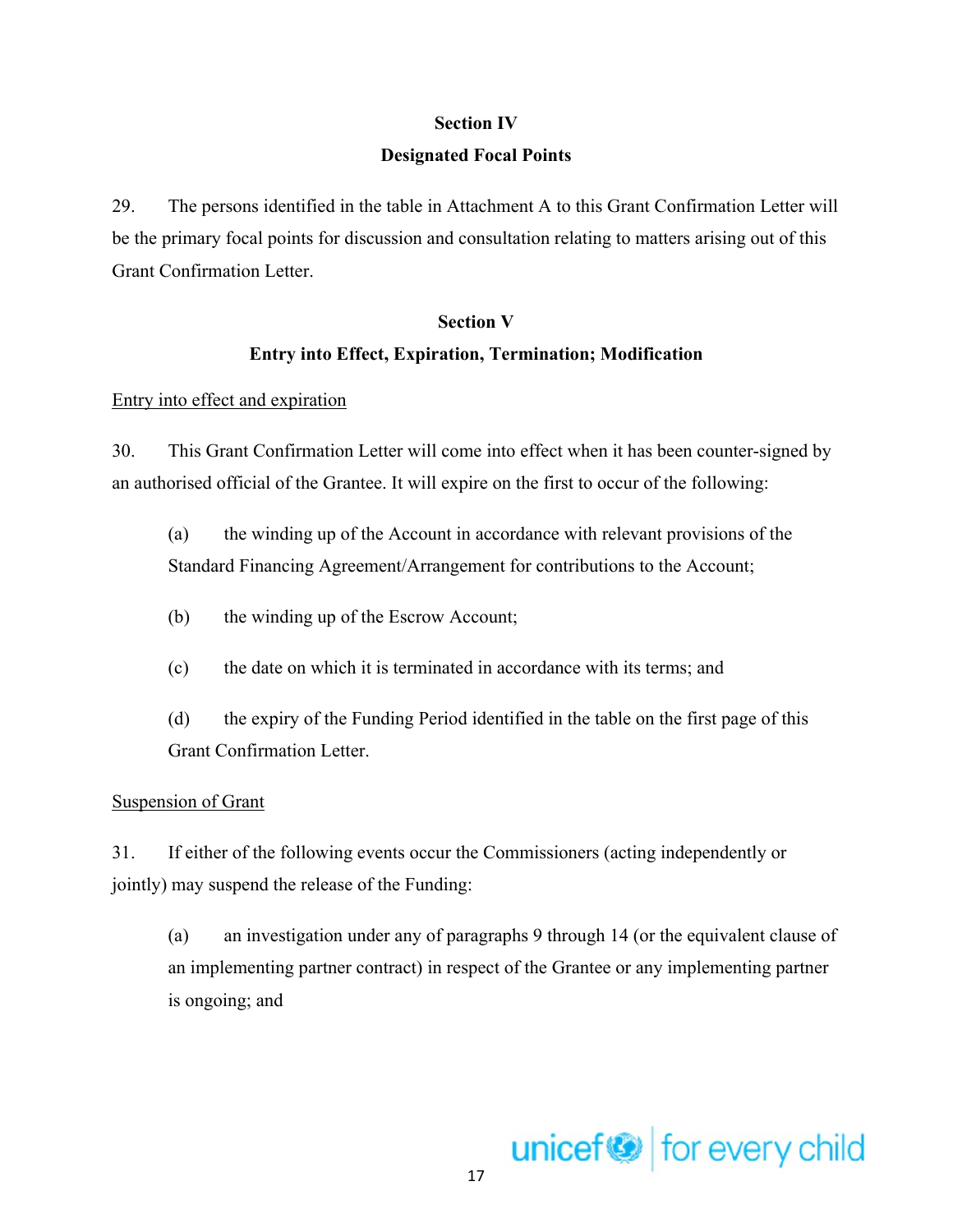## Section IV

## Designated Focal Points

29. The persons identified in the table in Attachment A to this Grant Confirmation Letter will be the primary focal points for discussion and consultation relating to matters arising out of this Grant Confirmation Letter.

## Section V

## Entry into Effect, Expiration, Termination; Modification

Entry into effect and expiration

30. This Grant Confirmation Letter will come into effect when it has been counter-signed by an authorised official of the Grantee. It will expire on the first to occur of the following:

(a) the winding up of the Account in accordance with relevant provisions of the Standard Financing Agreement/Arrangement for contributions to the Account;

(b) the winding up of the Escrow Account;

(c) the date on which it is terminated in accordance with its terms; and

(d) the expiry of the Funding Period identified in the table on the first page of this Grant Confirmation Letter.

Suspension of Grant

31. If either of the following events occur the Commissioners (acting independently or jointly) may suspend the release of the Funding:

(a) an investigation under any of paragraphs 9 through 14 (or the equivalent clause of an implementing partner contract) in respect of the Grantee or any implementing partner is ongoing; and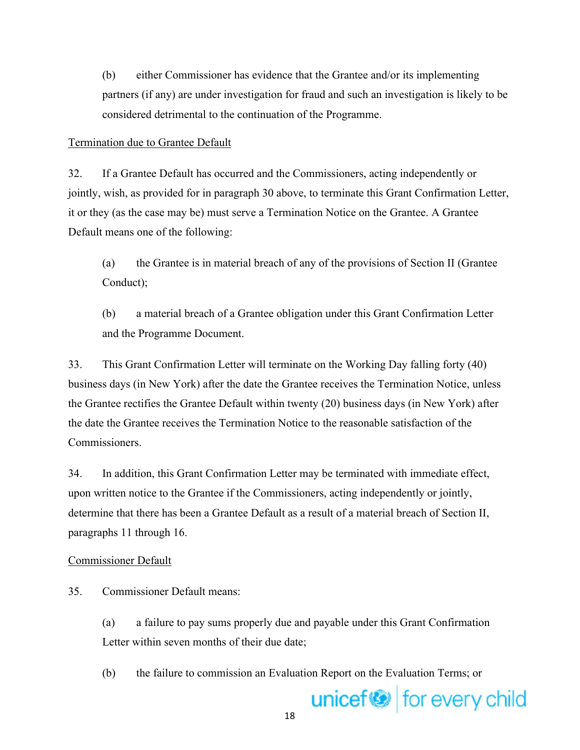(b) either Commissioner has evidence that the Grantee and/or its implementing partners (if any) are under investigation for fraud and such an investigation is likely to be considered detrimental to the continuation of the Programme.

Termination due to Grantee Default

32. If a Grantee Default has occurred and the Commissioners, acting independently or jointly, wish, as provided for in paragraph 30 above, to terminate this Grant Confirmation Letter, it or they (as the case may be) must serve a Termination Notice on the Grantee. A Grantee Default means one of the following:

(a) the Grantee is in material breach of any of the provisions of Section II (Grantee Conduct);

(b) a material breach of a Grantee obligation under this Grant Confirmation Letter and the Programme Document.

33. This Grant Confirmation Letter will terminate on the Working Day falling forty (40) business days (in New York) after the date the Grantee receives the Termination Notice, unless the Grantee rectifies the Grantee Default within twenty (20) business days (in New York) after the date the Grantee receives the Termination Notice to the reasonable satisfaction of the Commissioners.

34. In addition, this Grant Confirmation Letter may be terminated with immediate effect, upon written notice to the Grantee if the Commissioners, acting independently or jointly, determine that there has been a Grantee Default as a result of a material breach of Section II, paragraphs 11 through 16.

Commissioner Default

35. Commissioner Default means:

(a) a failure to pay sums properly due and payable under this Grant Confirmation Letter within seven months of their due date;

(b) the failure to commission an Evaluation Report on the Evaluation Terms; or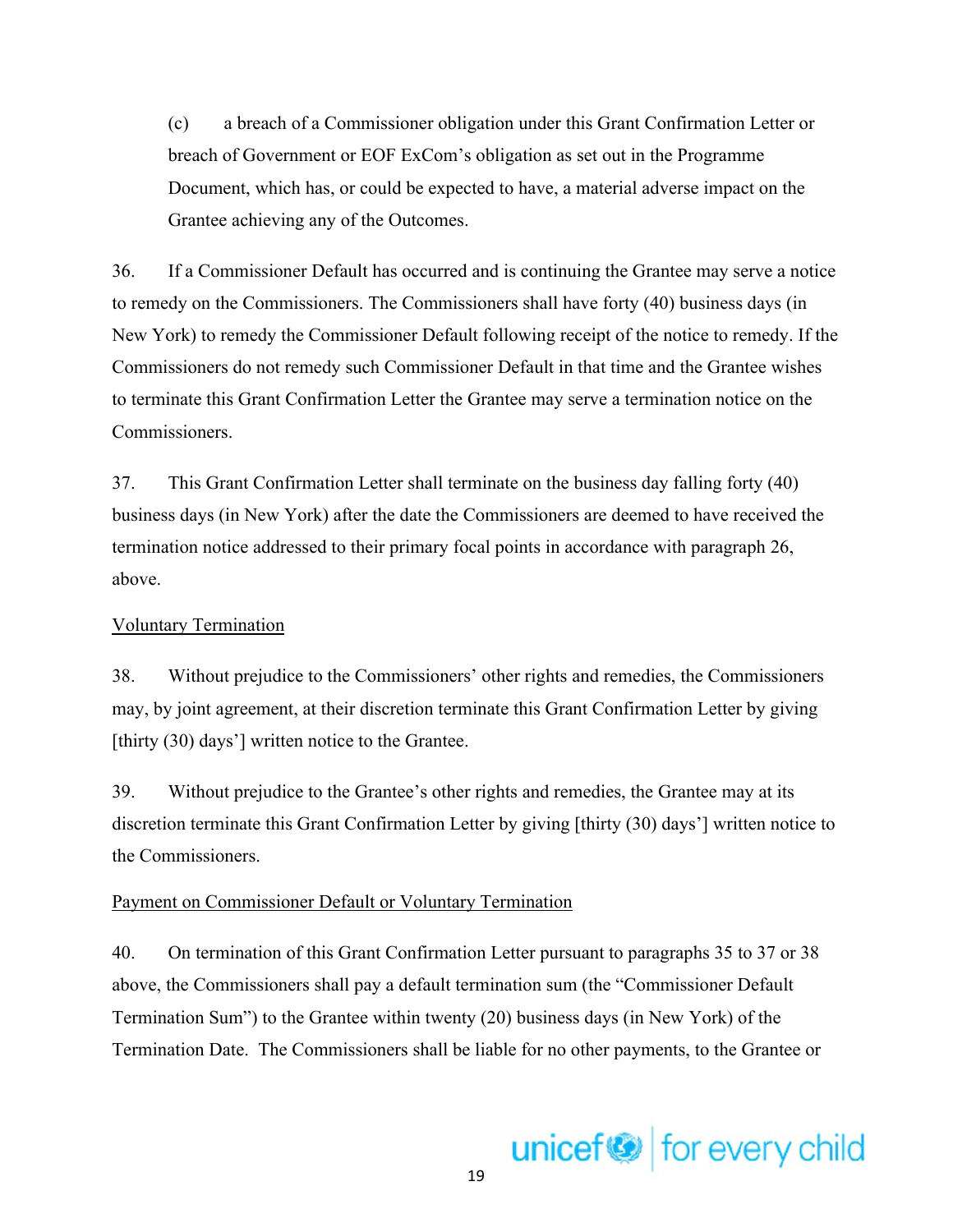(c) a breach of a Commissioner obligation under this Grant Confirmation Letter or breach of Government or EOF ExCom's obligation as set out in the Programme Document, which has, or could be expected to have, a material adverse impact on the Grantee achieving any of the Outcomes.

36. If a Commissioner Default has occurred and is continuing the Grantee may serve a notice to remedy on the Commissioners. The Commissioners shall have forty (40) business days (in New York) to remedy the Commissioner Default following receipt of the notice to remedy. If the Commissioners do not remedy such Commissioner Default in that time and the Grantee wishes to terminate this Grant Confirmation Letter the Grantee may serve a termination notice on the Commissioners.

37. This Grant Confirmation Letter shall terminate on the business day falling forty (40) business days (in New York) after the date the Commissioners are deemed to have received the termination notice addressed to their primary focal points in accordance with paragraph 26, above.

<u>Voluntary Termination</u>

38. Without prejudice to the Commissioners' other rights and remedies, the Commissioners may, by joint agreement, at their discretion terminate this Grant Confirmation Letter by giving [thirty (30) days'] written notice to the Grantee.

39. Without prejudice to the Grantee's other rights and remedies, the Grantee may at its discretion terminate this Grant Confirmation Letter by giving [thirty (30) days'] written notice to the Commissioners.

<u>Payment on Commissioner Default or Voluntary Termination</u>

40. On termination of this Grant Confirmation Letter pursuant to paragraphs 35 to 37 or 38 above, the Commissioners shall pay a default termination sum (the "Commissioner Default Termination Sum") to the Grantee within twenty (20) business days (in New York) of the Termination Date. The Commissioners shall be liable for no other payments, to the Grantee or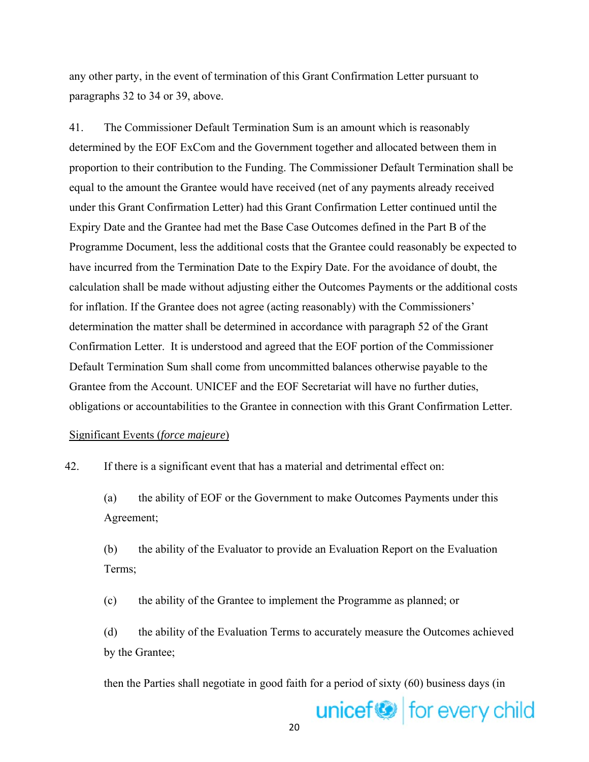any other party, in the event of termination of this Grant Confirmation Letter pursuant to paragraphs 32 to 34 or 39, above.

41. The Commissioner Default Termination Sum is an amount which is reasonably determined by the EOF ExCom and the Government together and allocated between them in proportion to their contribution to the Funding. The Commissioner Default Termination shall be equal to the amount the Grantee would have received (net of any payments already received under this Grant Confirmation Letter) had this Grant Confirmation Letter continued until the Expiry Date and the Grantee had met the Base Case Outcomes defined in the Part B of the Programme Document, less the additional costs that the Grantee could reasonably be expected to have incurred from the Termination Date to the Expiry Date. For the avoidance of doubt, the calculation shall be made without adjusting either the Outcomes Payments or the additional costs for inflation. If the Grantee does not agree (acting reasonably) with the Commissioners' determination the matter shall be determined in accordance with paragraph 52 of the Grant Confirmation Letter. It is understood and agreed that the EOF portion of the Commissioner Default Termination Sum shall come from uncommitted balances otherwise payable to the Grantee from the Account. UNICEF and the EOF Secretariat will have no further duties, obligations or accountabilities to the Grantee in connection with this Grant Confirmation Letter.

<u>Significant Events (*force majeure*)</u>

42. If there is a significant event that has a material and detrimental effect on:

(a) the ability of EOF or the Government to make Outcomes Payments under this Agreement;

(b) the ability of the Evaluator to provide an Evaluation Report on the Evaluation Terms;

(c) the ability of the Grantee to implement the Programme as planned; or

(d) the ability of the Evaluation Terms to accurately measure the Outcomes achieved by the Grantee;

then the Parties shall negotiate in good faith for a period of sixty (60) business days (in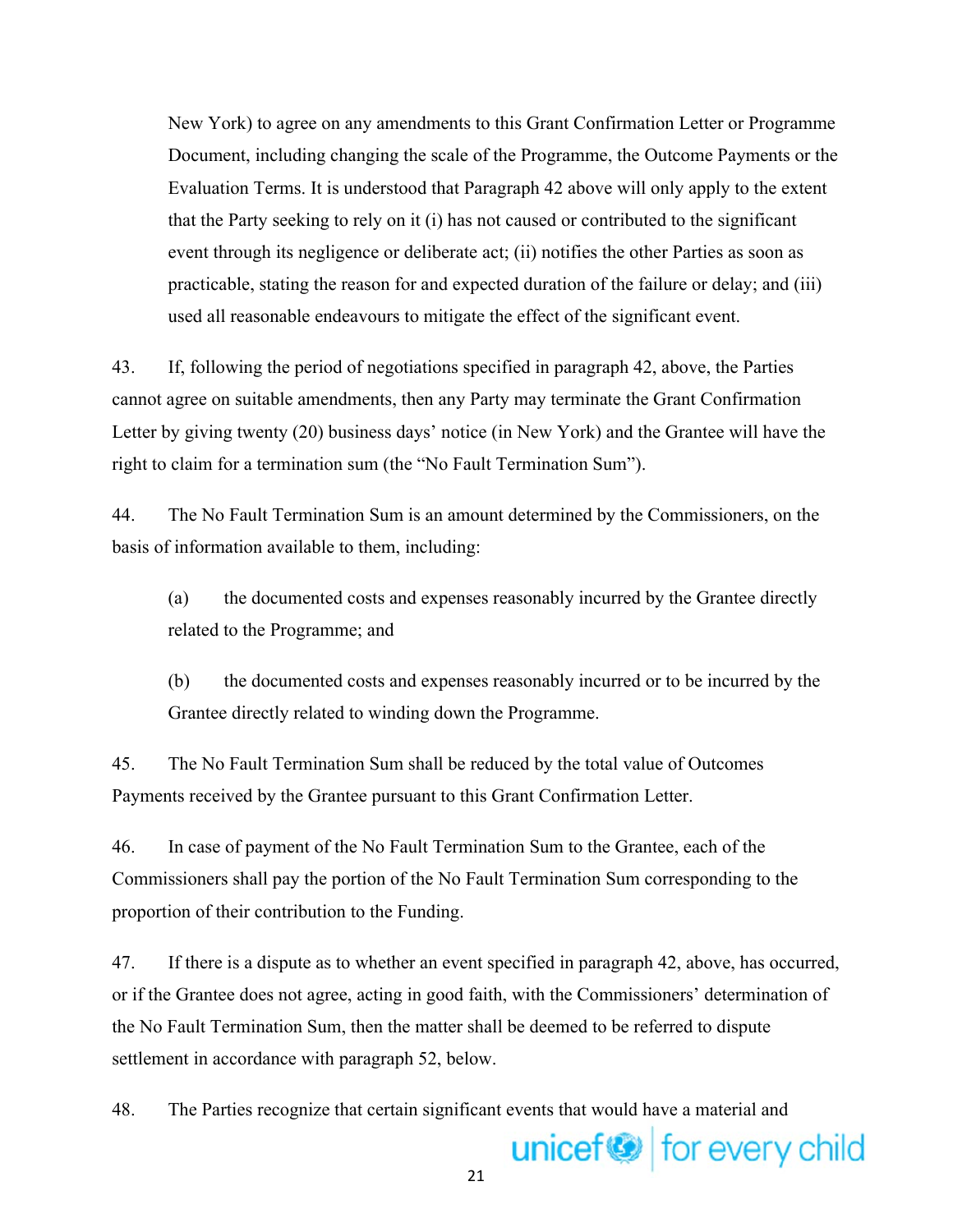New York) to agree on any amendments to this Grant Confirmation Letter or Programme Document, including changing the scale of the Programme, the Outcome Payments or the Evaluation Terms. It is understood that Paragraph 42 above will only apply to the extent that the Party seeking to rely on it (i) has not caused or contributed to the significant event through its negligence or deliberate act; (ii) notifies the other Parties as soon as practicable, stating the reason for and expected duration of the failure or delay; and (iii) used all reasonable endeavours to mitigate the effect of the significant event.

43. If, following the period of negotiations specified in paragraph 42, above, the Parties cannot agree on suitable amendments, then any Party may terminate the Grant Confirmation Letter by giving twenty (20) business days' notice (in New York) and the Grantee will have the right to claim for a termination sum (the "No Fault Termination Sum").

44. The No Fault Termination Sum is an amount determined by the Commissioners, on the basis of information available to them, including:

(a) the documented costs and expenses reasonably incurred by the Grantee directly related to the Programme; and

(b) the documented costs and expenses reasonably incurred or to be incurred by the Grantee directly related to winding down the Programme.

45. The No Fault Termination Sum shall be reduced by the total value of Outcomes Payments received by the Grantee pursuant to this Grant Confirmation Letter.

46. In case of payment of the No Fault Termination Sum to the Grantee, each of the Commissioners shall pay the portion of the No Fault Termination Sum corresponding to the proportion of their contribution to the Funding.

47. If there is a dispute as to whether an event specified in paragraph 42, above, has occurred, or if the Grantee does not agree, acting in good faith, with the Commissioners' determination of the No Fault Termination Sum, then the matter shall be deemed to be referred to dispute settlement in accordance with paragraph 52, below.

48. The Parties recognize that certain significant events that would have a material and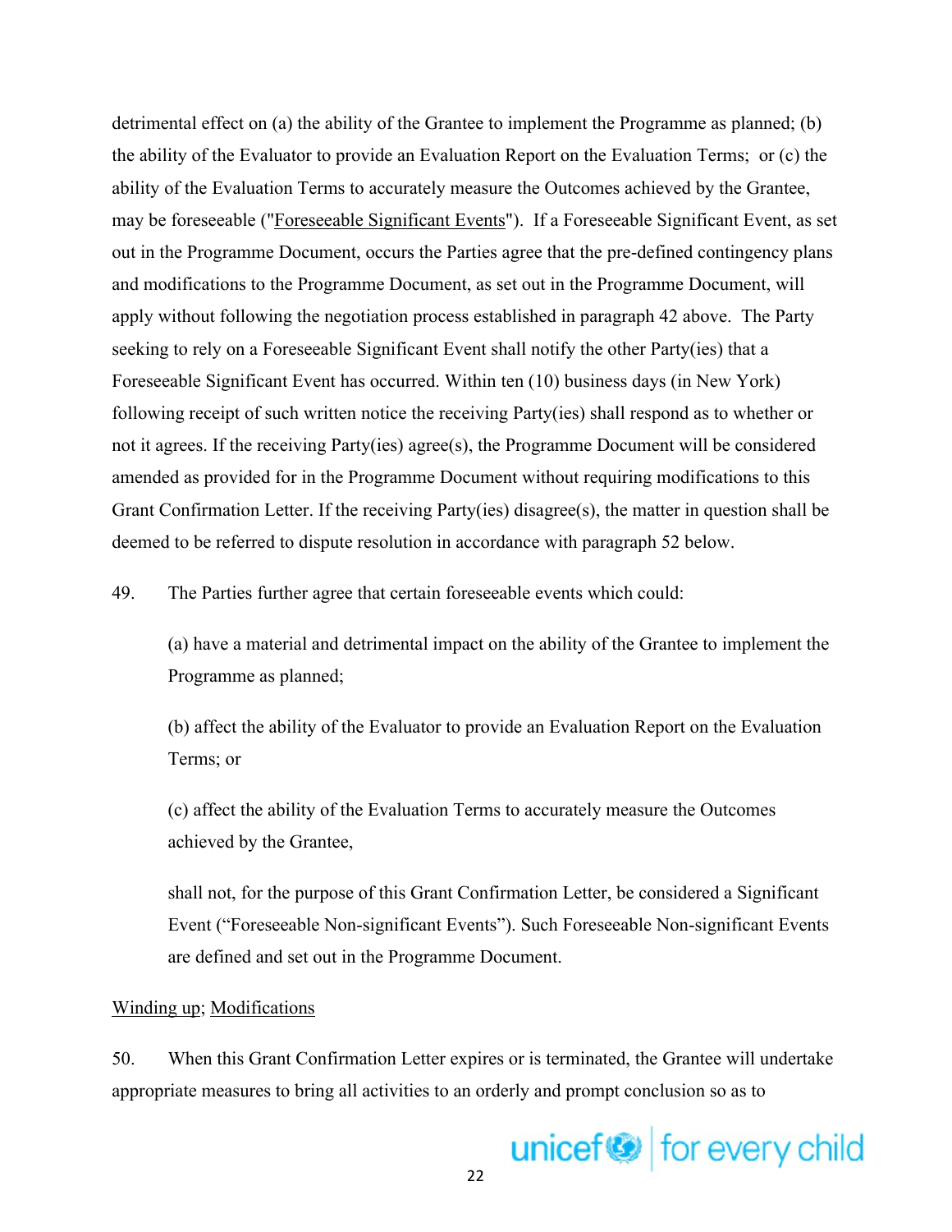detrimental effect on (a) the ability of the Grantee to implement the Programme as planned; (b) the ability of the Evaluator to provide an Evaluation Report on the Evaluation Terms; or (c) the ability of the Evaluation Terms to accurately measure the Outcomes achieved by the Grantee, may be foreseeable ("Foreseeable Significant Events"). If a Foreseeable Significant Event, as set out in the Programme Document, occurs the Parties agree that the pre-defined contingency plans and modifications to the Programme Document, as set out in the Programme Document, will apply without following the negotiation process established in paragraph 42 above. The Party seeking to rely on a Foreseeable Significant Event shall notify the other Party(ies) that a Foreseeable Significant Event has occurred. Within ten (10) business days (in New York) following receipt of such written notice the receiving Party(ies) shall respond as to whether or not it agrees. If the receiving Party(ies) agree(s), the Programme Document will be considered amended as provided for in the Programme Document without requiring modifications to this Grant Confirmation Letter. If the receiving Party(ies) disagree(s), the matter in question shall be deemed to be referred to dispute resolution in accordance with paragraph 52 below.

49. The Parties further agree that certain foreseeable events which could:

(a) have a material and detrimental impact on the ability of the Grantee to implement the Programme as planned;

(b) affect the ability of the Evaluator to provide an Evaluation Report on the Evaluation Terms; or

(c) affect the ability of the Evaluation Terms to accurately measure the Outcomes achieved by the Grantee,

shall not, for the purpose of this Grant Confirmation Letter, be considered a Significant Event ("Foreseeable Non-significant Events"). Such Foreseeable Non-significant Events are defined and set out in the Programme Document.

Winding up; Modifications

50. When this Grant Confirmation Letter expires or is terminated, the Grantee will undertake appropriate measures to bring all activities to an orderly and prompt conclusion so as to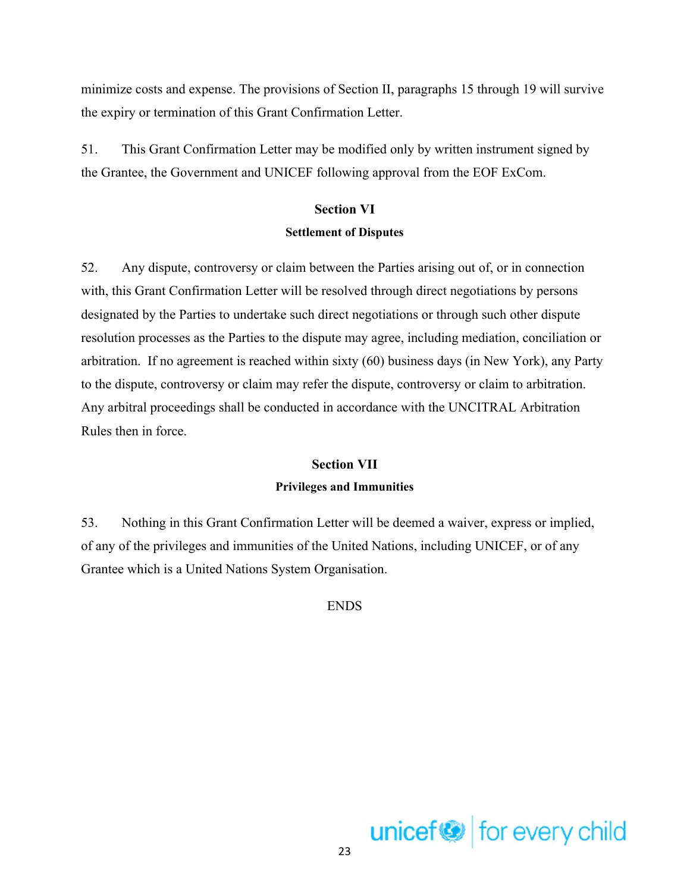minimize costs and expense. The provisions of Section II, paragraphs 15 through 19 will survive the expiry or termination of this Grant Confirmation Letter.

51. This Grant Confirmation Letter may be modified only by written instrument signed by the Grantee, the Government and UNICEF following approval from the EOF ExCom.

## Section VI

### Settlement of Disputes

52. Any dispute, controversy or claim between the Parties arising out of, or in connection with, this Grant Confirmation Letter will be resolved through direct negotiations by persons designated by the Parties to undertake such direct negotiations or through such other dispute resolution processes as the Parties to the dispute may agree, including mediation, conciliation or arbitration. If no agreement is reached within sixty (60) business days (in New York), any Party to the dispute, controversy or claim may refer the dispute, controversy or claim to arbitration. Any arbitral proceedings shall be conducted in accordance with the UNCITRAL Arbitration Rules then in force.

## Section VII

### Privileges and Immunities

53. Nothing in this Grant Confirmation Letter will be deemed a waiver, express or implied, of any of the privileges and immunities of the United Nations, including UNICEF, or of any Grantee which is a United Nations System Organisation.

ENDS